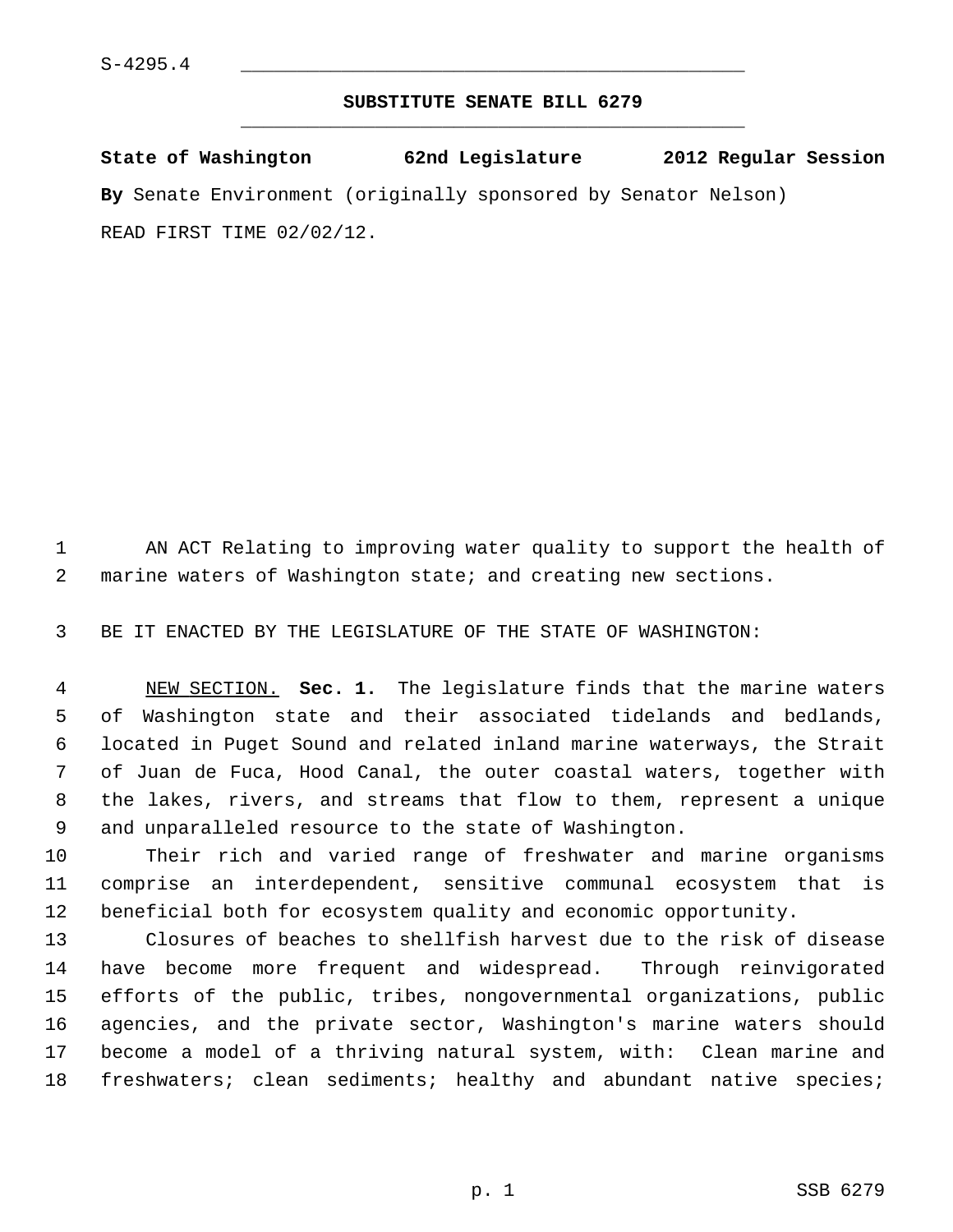S-4295.4

# SUBSTITUTE SENATE BILL 6279

**State of Washington 62nd Legislature 2012 Regular Session**

**By** Senate Environment (originally sponsored by Senator Nelson)

READ FIRST TIME 02/02/12.

AN ACT Relating to improving water quality to support the health of marine waters of Washington state; and creating new sections.

BE IT ENACTED BY THE LEGISLATURE OF THE STATE OF WASHINGTON:

NEW SECTION. **Sec. 1.** The legislature finds that the marine waters of Washington state and their associated tidelands and bedlands, located in Puget Sound and related inland marine waterways, the Strait of Juan de Fuca, Hood Canal, the outer coastal waters, together with the lakes, rivers, and streams that flow to them, represent a unique and unparalleled resource to the state of Washington.

Their rich and varied range of freshwater and marine organisms comprise an interdependent, sensitive communal ecosystem that is beneficial both for ecosystem quality and economic opportunity.

Closures of beaches to shellfish harvest due to the risk of disease have become more frequent and widespread. Through reinvigorated efforts of the public, tribes, nongovernmental organizations, public agencies, and the private sector, Washington's marine waters should become a model of a thriving natural system, with: Clean marine and freshwaters; clean sediments; healthy and abundant native species;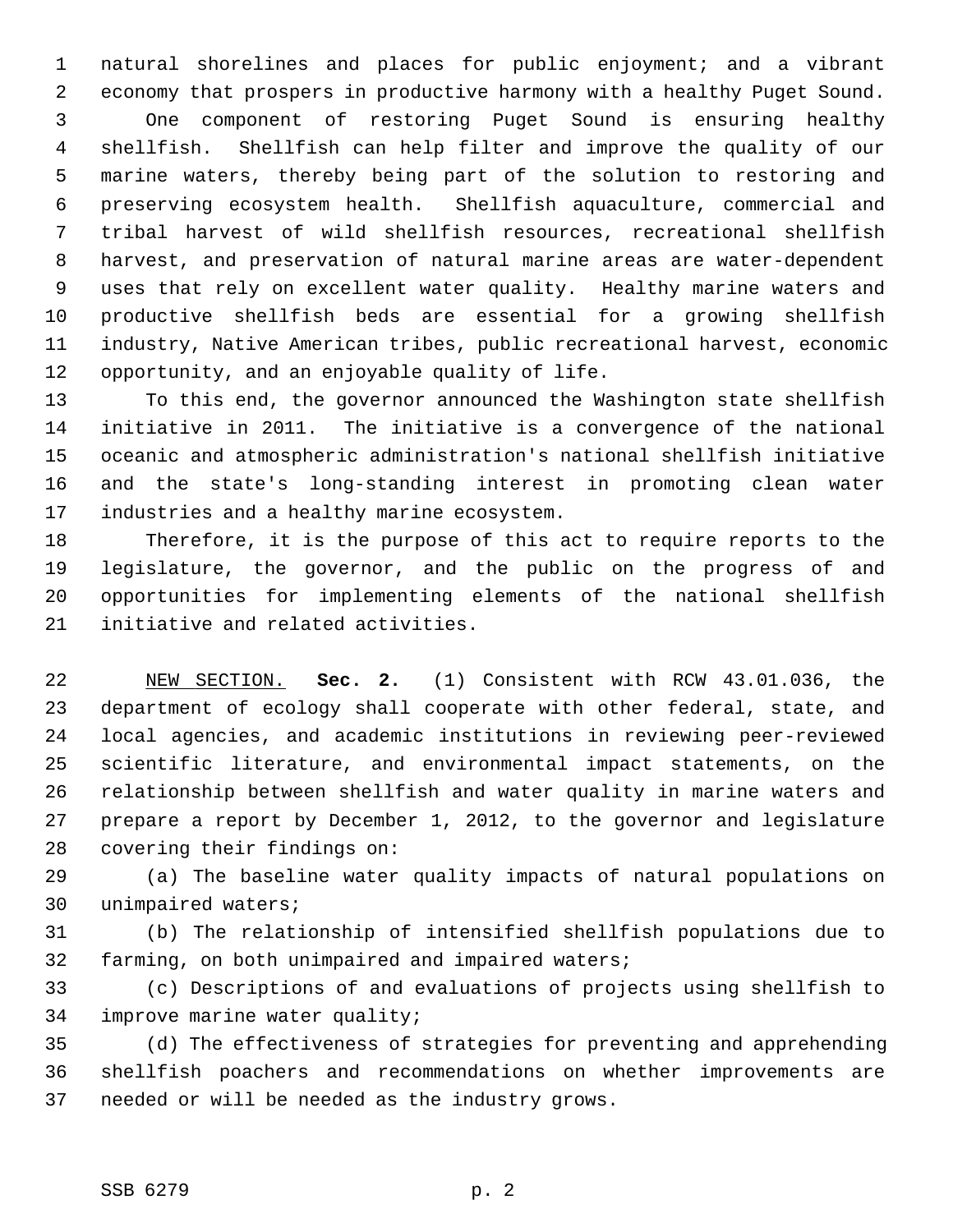natural shorelines and places for public enjoyment; and a vibrant economy that prospers in productive harmony with a healthy Puget Sound.

One component of restoring Puget Sound is ensuring healthy shellfish. Shellfish can help filter and improve the quality of our marine waters, thereby being part of the solution to restoring and preserving ecosystem health. Shellfish aquaculture, commercial and tribal harvest of wild shellfish resources, recreational shellfish harvest, and preservation of natural marine areas are water-dependent uses that rely on excellent water quality. Healthy marine waters and productive shellfish beds are essential for a growing shellfish industry, Native American tribes, public recreational harvest, economic opportunity, and an enjoyable quality of life.

To this end, the governor announced the Washington state shellfish initiative in 2011. The initiative is a convergence of the national oceanic and atmospheric administration's national shellfish initiative and the state's long-standing interest in promoting clean water industries and a healthy marine ecosystem.

Therefore, it is the purpose of this act to require reports to the legislature, the governor, and the public on the progress of and opportunities for implementing elements of the national shellfish initiative and related activities.

NEW SECTION. **Sec. 2.** (1) Consistent with RCW 43.01.036, the department of ecology shall cooperate with other federal, state, and local agencies, and academic institutions in reviewing peer-reviewed scientific literature, and environmental impact statements, on the relationship between shellfish and water quality in marine waters and prepare a report by December 1, 2012, to the governor and legislature covering their findings on:

(a) The baseline water quality impacts of natural populations on unimpaired waters;

(b) The relationship of intensified shellfish populations due to farming, on both unimpaired and impaired waters;

(c) Descriptions of and evaluations of projects using shellfish to improve marine water quality;

(d) The effectiveness of strategies for preventing and apprehending shellfish poachers and recommendations on whether improvements are needed or will be needed as the industry grows.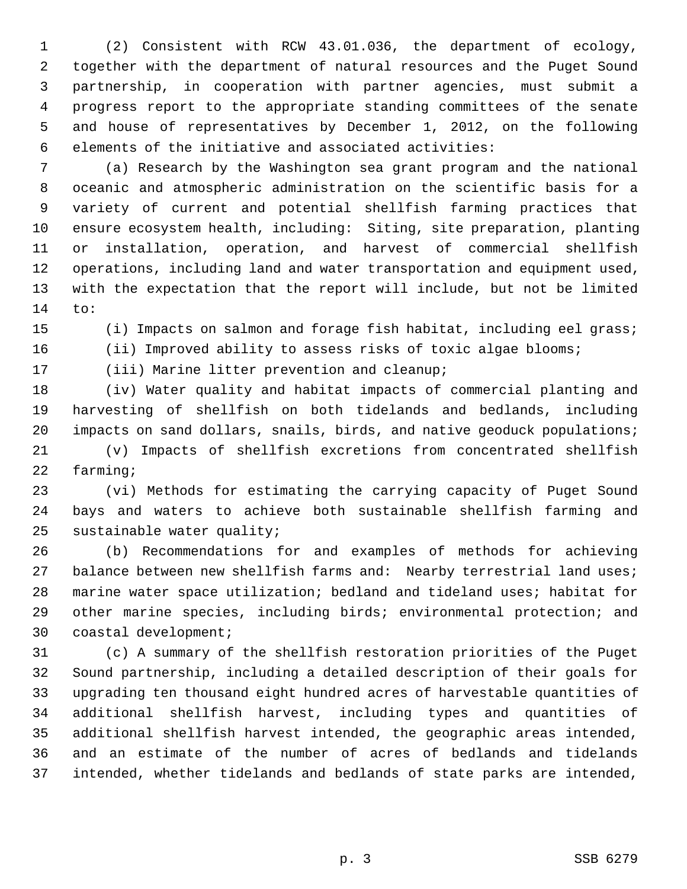(2) Consistent with RCW 43.01.036, the department of ecology, together with the department of natural resources and the Puget Sound partnership, in cooperation with partner agencies, must submit a progress report to the appropriate standing committees of the senate and house of representatives by December 1, 2012, on the following elements of the initiative and associated activities:

(a) Research by the Washington sea grant program and the national oceanic and atmospheric administration on the scientific basis for a variety of current and potential shellfish farming practices that ensure ecosystem health, including: Siting, site preparation, planting or installation, operation, and harvest of commercial shellfish operations, including land and water transportation and equipment used, with the expectation that the report will include, but not be limited to:

(i) Impacts on salmon and forage fish habitat, including eel grass;

(ii) Improved ability to assess risks of toxic algae blooms;

(iii) Marine litter prevention and cleanup;

(iv) Water quality and habitat impacts of commercial planting and harvesting of shellfish on both tidelands and bedlands, including impacts on sand dollars, snails, birds, and native geoduck populations;

(v) Impacts of shellfish excretions from concentrated shellfish farming;

(vi) Methods for estimating the carrying capacity of Puget Sound bays and waters to achieve both sustainable shellfish farming and sustainable water quality;

(b) Recommendations for and examples of methods for achieving balance between new shellfish farms and: Nearby terrestrial land uses; marine water space utilization; bedland and tideland uses; habitat for other marine species, including birds; environmental protection; and coastal development;

(c) A summary of the shellfish restoration priorities of the Puget Sound partnership, including a detailed description of their goals for upgrading ten thousand eight hundred acres of harvestable quantities of additional shellfish harvest, including types and quantities of additional shellfish harvest intended, the geographic areas intended, and an estimate of the number of acres of bedlands and tidelands intended, whether tidelands and bedlands of state parks are intended,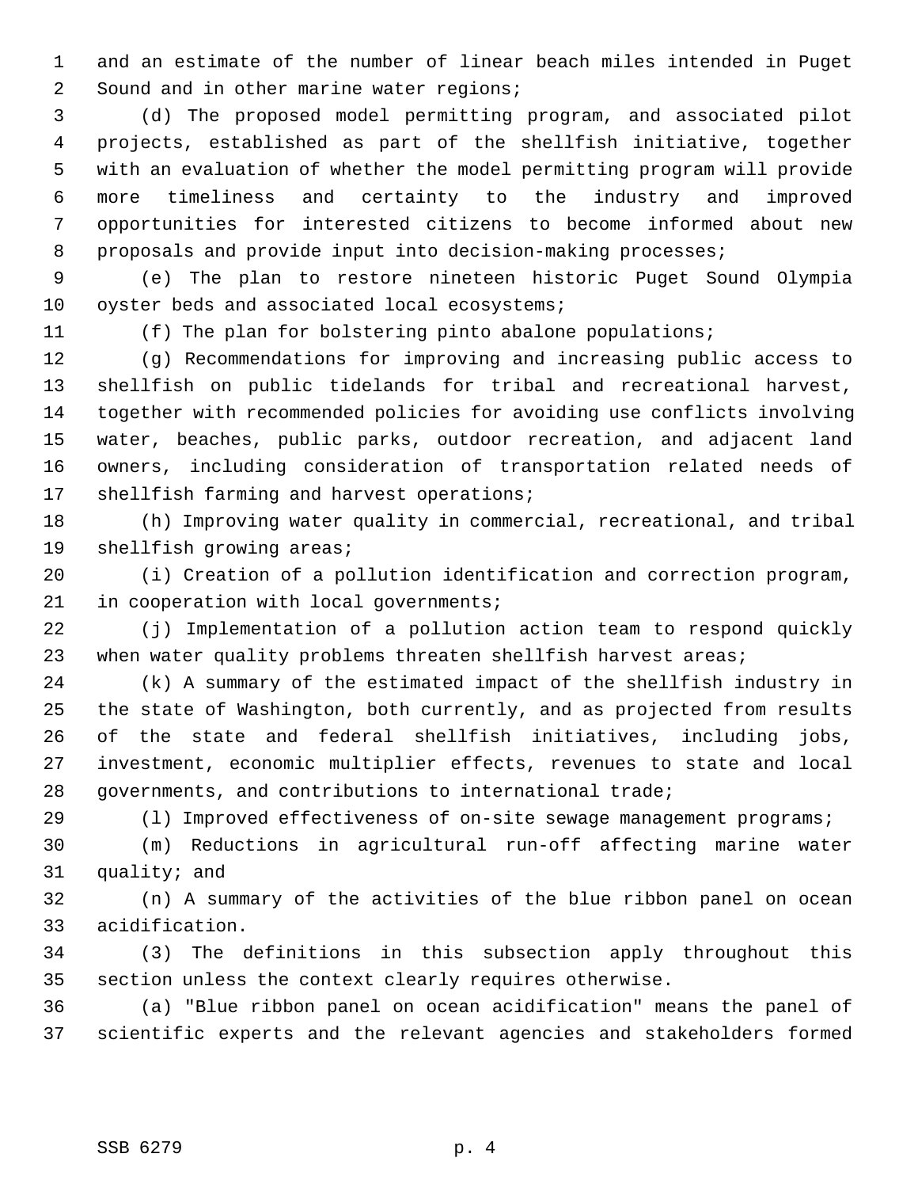and an estimate of the number of linear beach miles intended in Puget Sound and in other marine water regions;

(d) The proposed model permitting program, and associated pilot projects, established as part of the shellfish initiative, together with an evaluation of whether the model permitting program will provide more timeliness and certainty to the industry and improved opportunities for interested citizens to become informed about new proposals and provide input into decision-making processes;

(e) The plan to restore nineteen historic Puget Sound Olympia oyster beds and associated local ecosystems;

(f) The plan for bolstering pinto abalone populations;

(g) Recommendations for improving and increasing public access to shellfish on public tidelands for tribal and recreational harvest, together with recommended policies for avoiding use conflicts involving water, beaches, public parks, outdoor recreation, and adjacent land owners, including consideration of transportation related needs of shellfish farming and harvest operations;

(h) Improving water quality in commercial, recreational, and tribal shellfish growing areas;

(i) Creation of a pollution identification and correction program, in cooperation with local governments;

(j) Implementation of a pollution action team to respond quickly when water quality problems threaten shellfish harvest areas;

(k) A summary of the estimated impact of the shellfish industry in the state of Washington, both currently, and as projected from results of the state and federal shellfish initiatives, including jobs, investment, economic multiplier effects, revenues to state and local governments, and contributions to international trade;

(l) Improved effectiveness of on-site sewage management programs;

(m) Reductions in agricultural run-off affecting marine water quality; and

(n) A summary of the activities of the blue ribbon panel on ocean acidification.

(3) The definitions in this subsection apply throughout this section unless the context clearly requires otherwise.

(a) "Blue ribbon panel on ocean acidification" means the panel of scientific experts and the relevant agencies and stakeholders formed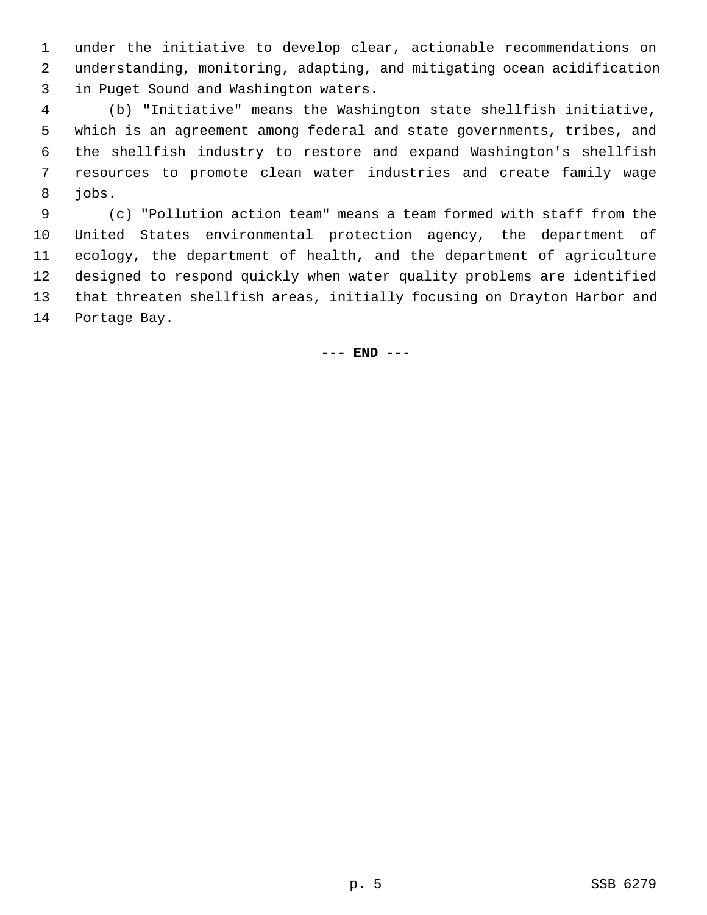under the initiative to develop clear, actionable recommendations on understanding, monitoring, adapting, and mitigating ocean acidification in Puget Sound and Washington waters.

(b) "Initiative" means the Washington state shellfish initiative, which is an agreement among federal and state governments, tribes, and the shellfish industry to restore and expand Washington's shellfish resources to promote clean water industries and create family wage jobs.

(c) "Pollution action team" means a team formed with staff from the United States environmental protection agency, the department of ecology, the department of health, and the department of agriculture designed to respond quickly when water quality problems are identified that threaten shellfish areas, initially focusing on Drayton Harbor and Portage Bay.

**--- END ---**